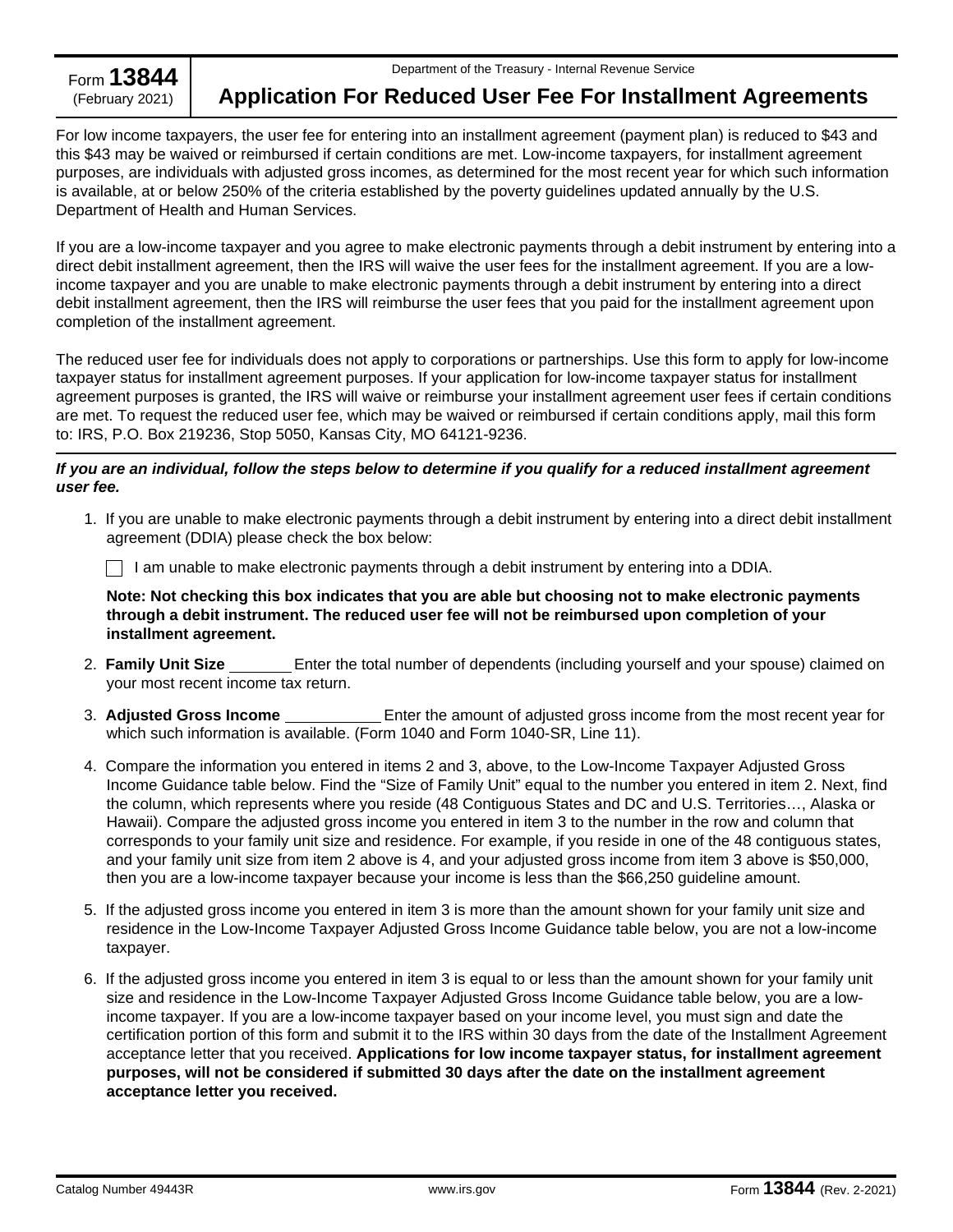Form **13844** (February 2021)

Department of the Treasury - Internal Revenue Service

# Application For Reduced User Fee For Installment Agreements

For low income taxpayers, the user fee for entering into an installment agreement (payment plan) is reduced to $43 and this $43 may be waived or reimbursed if certain conditions are met. Low-income taxpayers, for installment agreement purposes, are individuals with adjusted gross incomes, as determined for the most recent year for which such information is available, at or below 250% of the criteria established by the poverty guidelines updated annually by the U.S. Department of Health and Human Services.

If you are a low-income taxpayer and you agree to make electronic payments through a debit instrument by entering into a direct debit installment agreement, then the IRS will waive the user fees for the installment agreement. If you are a low-income taxpayer and you are unable to make electronic payments through a debit instrument by entering into a direct debit installment agreement, then the IRS will reimburse the user fees that you paid for the installment agreement upon completion of the installment agreement.

The reduced user fee for individuals does not apply to corporations or partnerships. Use this form to apply for low-income taxpayer status for installment agreement purposes. If your application for low-income taxpayer status for installment agreement purposes is granted, the IRS will waive or reimburse your installment agreement user fees if certain conditions are met. To request the reduced user fee, which may be waived or reimbursed if certain conditions apply, mail this form to: IRS, P.O. Box 219236, Stop 5050, Kansas City, MO 64121-9236.

***If you are an individual, follow the steps below to determine if you qualify for a reduced installment agreement user fee.***

1. If you are unable to make electronic payments through a debit instrument by entering into a direct debit installment agreement (DDIA) please check the box below:

   ☐ I am unable to make electronic payments through a debit instrument by entering into a DDIA.

   **Note: Not checking this box indicates that you are able but choosing not to make electronic payments through a debit instrument. The reduced user fee will not be reimbursed upon completion of your installment agreement.**

2. **Family Unit Size** _______ Enter the total number of dependents (including yourself and your spouse) claimed on your most recent income tax return.

3. **Adjusted Gross Income** ___________ Enter the amount of adjusted gross income from the most recent year for which such information is available. (Form 1040 and Form 1040-SR, Line 11).

4. Compare the information you entered in items 2 and 3, above, to the Low-Income Taxpayer Adjusted Gross Income Guidance table below. Find the "Size of Family Unit" equal to the number you entered in item 2. Next, find the column, which represents where you reside (48 Contiguous States and DC and U.S. Territories…, Alaska or Hawaii). Compare the adjusted gross income you entered in item 3 to the number in the row and column that corresponds to your family unit size and residence. For example, if you reside in one of the 48 contiguous states, and your family unit size from item 2 above is 4, and your adjusted gross income from item 3 above is $50,000, then you are a low-income taxpayer because your income is less than the $66,250 guideline amount.

5. If the adjusted gross income you entered in item 3 is more than the amount shown for your family unit size and residence in the Low-Income Taxpayer Adjusted Gross Income Guidance table below, you are not a low-income taxpayer.

6. If the adjusted gross income you entered in item 3 is equal to or less than the amount shown for your family unit size and residence in the Low-Income Taxpayer Adjusted Gross Income Guidance table below, you are a low-income taxpayer. If you are a low-income taxpayer based on your income level, you must sign and date the certification portion of this form and submit it to the IRS within 30 days from the date of the Installment Agreement acceptance letter that you received. **Applications for low income taxpayer status, for installment agreement purposes, will not be considered if submitted 30 days after the date on the installment agreement acceptance letter you received.**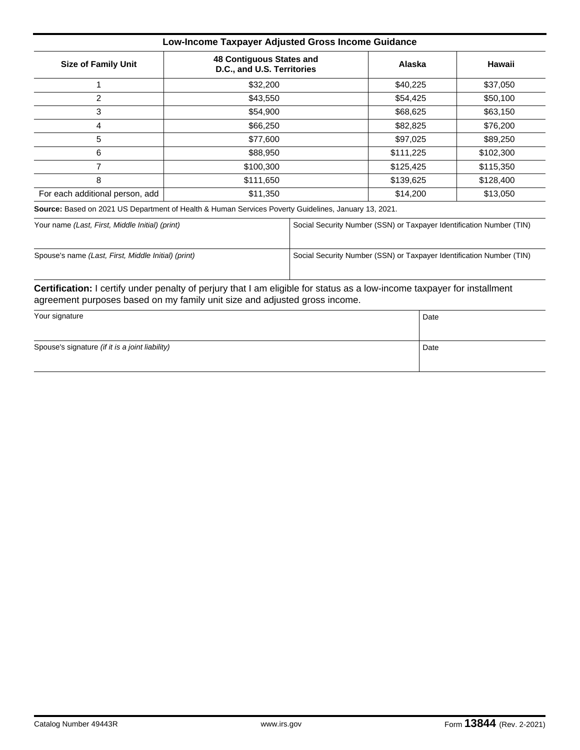### Low-Income Taxpayer Adjusted Gross Income Guidance

| Size of Family Unit | 48 Contiguous States and D.C., and U.S. Territories | Alaska | Hawaii |
|---|---|---|---|
| 1 | $32,200 | $40,225 | $37,050 |
| 2 | $43,550 | $54,425 | $50,100 |
| 3 | $54,900 | $68,625 | $63,150 |
| 4 | $66,250 | $82,825 | $76,200 |
| 5 | $77,600 | $97,025 | $89,250 |
| 6 | $88,950 | $111,225 | $102,300 |
| 7 | $100,300 | $125,425 | $115,350 |
| 8 | $111,650 | $139,625 | $128,400 |
| For each additional person, add | $11,350 | $14,200 | $13,050 |

**Source:** Based on 2021 US Department of Health & Human Services Poverty Guidelines, January 13, 2021.

| | |
|---|---|
| Your name *(Last, First, Middle Initial) (print)* | Social Security Number (SSN) or Taxpayer Identification Number (TIN) |
| Spouse's name *(Last, First, Middle Initial) (print)* | Social Security Number (SSN) or Taxpayer Identification Number (TIN) |

**Certification:** I certify under penalty of perjury that I am eligible for status as a low-income taxpayer for installment agreement purposes based on my family unit size and adjusted gross income.

| | |
|---|---|
| Your signature | Date |
| Spouse's signature *(if it is a joint liability)* | Date |

Catalog Number 49443R www.irs.gov Form **13844** (Rev. 2-2021)